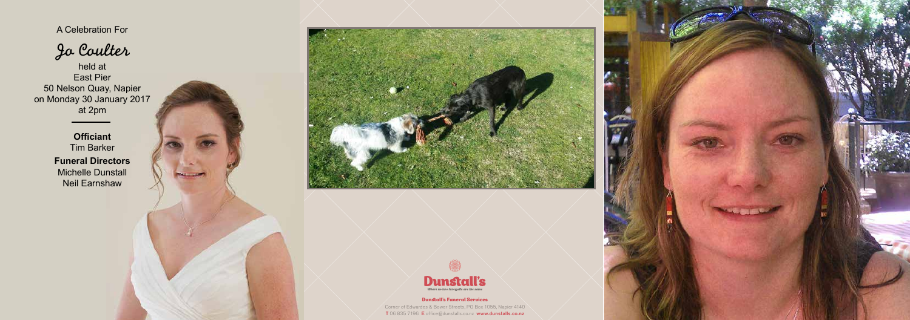A Celebration For

# Jo Coulter

held at
East Pier
50 Nelson Quay, Napier
on Monday 30 January 2017
at 2pm

**Officiant**
Tim Barker

**Funeral Directors**
Michelle Dunstall
Neil Earnshaw

**Dunstall's**
*Where no two farewells are the same*

**Dunstall's Funeral Services**
Corner of Edwardes & Bower Streets, PO Box 1055, Napier 4140
**T** 06 835 7196 **E** office@dunstalls.co.nz **www.dunstalls.co.nz**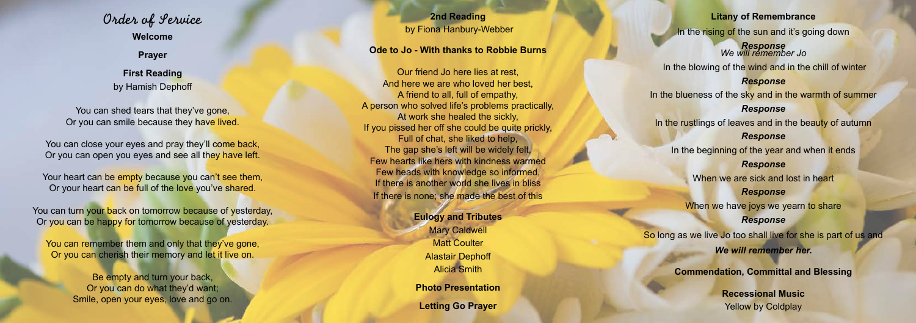# Order of Service

**Welcome**

**Prayer**

**First Reading**
by Hamish Dephoff

You can shed tears that they've gone,
Or you can smile because they have lived.

You can close your eyes and pray they'll come back,
Or you can open you eyes and see all they have left.

Your heart can be empty because you can't see them,
Or your heart can be full of the love you've shared.

You can turn your back on tomorrow because of yesterday,
Or you can be happy for tomorrow because of yesterday.

You can remember them and only that they've gone,
Or you can cherish their memory and let it live on.

Be empty and turn your back,
Or you can do what they'd want;
Smile, open your eyes, love and go on.

**2nd Reading**
by Fiona Hanbury-Webber

**Ode to Jo - With thanks to Robbie Burns**

Our friend Jo here lies at rest,
And here we are who loved her best,
A friend to all, full of empathy,
A person who solved life's problems practically,
At work she healed the sickly,
If you pissed her off she could be quite prickly,
Full of chat, she liked to help,
The gap she's left will be widely felt,
Few hearts like hers with kindness warmed
Few heads with knowledge so informed,
If there is another world she lives in bliss
If there is none, she made the best of this

**Eulogy and Tributes**
Mary Caldwell
Matt Coulter
Alastair Dephoff
Alicia Smith

**Photo Presentation**

**Letting Go Prayer**

**Litany of Remembrance**

In the rising of the sun and it's going down

***Response***
*We will remember Jo*

In the blowing of the wind and in the chill of winter

***Response***

In the blueness of the sky and in the warmth of summer

***Response***

In the rustlings of leaves and in the beauty of autumn

***Response***

In the beginning of the year and when it ends

***Response***

When we are sick and lost in heart

***Response***

When we have joys we yearn to share

***Response***

So long as we live Jo too shall live for she is part of us and

***We will remember her.***

**Commendation, Committal and Blessing**

**Recessional Music**
Yellow by Coldplay